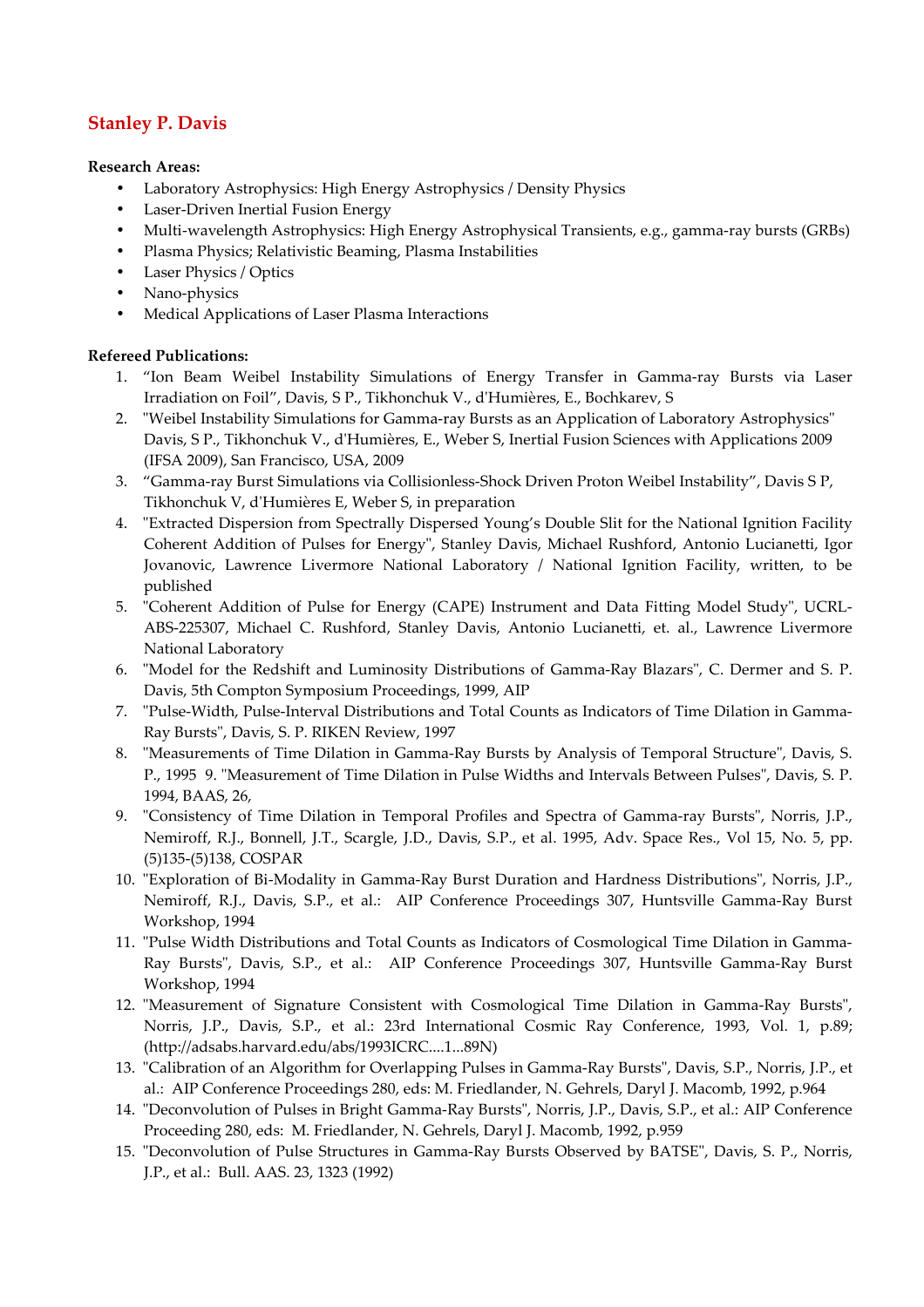# Stanley P. Davis

**Research Areas:**

- Laboratory Astrophysics: High Energy Astrophysics / Density Physics
- Laser-Driven Inertial Fusion Energy
- Multi-wavelength Astrophysics: High Energy Astrophysical Transients, e.g., gamma-ray bursts (GRBs)
- Plasma Physics; Relativistic Beaming, Plasma Instabilities
- Laser Physics / Optics
- Nano-physics
- Medical Applications of Laser Plasma Interactions

**Refereed Publications:**

1. "Ion Beam Weibel Instability Simulations of Energy Transfer in Gamma-ray Bursts via Laser Irradiation on Foil", Davis, S P., Tikhonchuk V., d'Humières, E., Bochkarev, S
2. "Weibel Instability Simulations for Gamma-ray Bursts as an Application of Laboratory Astrophysics" Davis, S P., Tikhonchuk V., d'Humières, E., Weber S, Inertial Fusion Sciences with Applications 2009 (IFSA 2009), San Francisco, USA, 2009
3. "Gamma-ray Burst Simulations via Collisionless-Shock Driven Proton Weibel Instability", Davis S P, Tikhonchuk V, d'Humières E, Weber S, in preparation
4. "Extracted Dispersion from Spectrally Dispersed Young's Double Slit for the National Ignition Facility Coherent Addition of Pulses for Energy", Stanley Davis, Michael Rushford, Antonio Lucianetti, Igor Jovanovic, Lawrence Livermore National Laboratory / National Ignition Facility, written, to be published
5. "Coherent Addition of Pulse for Energy (CAPE) Instrument and Data Fitting Model Study", UCRL-ABS-225307, Michael C. Rushford, Stanley Davis, Antonio Lucianetti, et. al., Lawrence Livermore National Laboratory
6. "Model for the Redshift and Luminosity Distributions of Gamma-Ray Blazars", C. Dermer and S. P. Davis, 5th Compton Symposium Proceedings, 1999, AIP
7. "Pulse-Width, Pulse-Interval Distributions and Total Counts as Indicators of Time Dilation in Gamma-Ray Bursts", Davis, S. P. RIKEN Review, 1997
8. "Measurements of Time Dilation in Gamma-Ray Bursts by Analysis of Temporal Structure", Davis, S. P., 1995 9. "Measurement of Time Dilation in Pulse Widths and Intervals Between Pulses", Davis, S. P. 1994, BAAS, 26,
9. "Consistency of Time Dilation in Temporal Profiles and Spectra of Gamma-ray Bursts", Norris, J.P., Nemiroff, R.J., Bonnell, J.T., Scargle, J.D., Davis, S.P., et al. 1995, Adv. Space Res., Vol 15, No. 5, pp. (5)135-(5)138, COSPAR
10. "Exploration of Bi-Modality in Gamma-Ray Burst Duration and Hardness Distributions", Norris, J.P., Nemiroff, R.J., Davis, S.P., et al.: AIP Conference Proceedings 307, Huntsville Gamma-Ray Burst Workshop, 1994
11. "Pulse Width Distributions and Total Counts as Indicators of Cosmological Time Dilation in Gamma-Ray Bursts", Davis, S.P., et al.: AIP Conference Proceedings 307, Huntsville Gamma-Ray Burst Workshop, 1994
12. "Measurement of Signature Consistent with Cosmological Time Dilation in Gamma-Ray Bursts", Norris, J.P., Davis, S.P., et al.: 23rd International Cosmic Ray Conference, 1993, Vol. 1, p.89; (http://adsabs.harvard.edu/abs/1993ICRC....1...89N)
13. "Calibration of an Algorithm for Overlapping Pulses in Gamma-Ray Bursts", Davis, S.P., Norris, J.P., et al.: AIP Conference Proceedings 280, eds: M. Friedlander, N. Gehrels, Daryl J. Macomb, 1992, p.964
14. "Deconvolution of Pulses in Bright Gamma-Ray Bursts", Norris, J.P., Davis, S.P., et al.: AIP Conference Proceeding 280, eds: M. Friedlander, N. Gehrels, Daryl J. Macomb, 1992, p.959
15. "Deconvolution of Pulse Structures in Gamma-Ray Bursts Observed by BATSE", Davis, S. P., Norris, J.P., et al.: Bull. AAS. 23, 1323 (1992)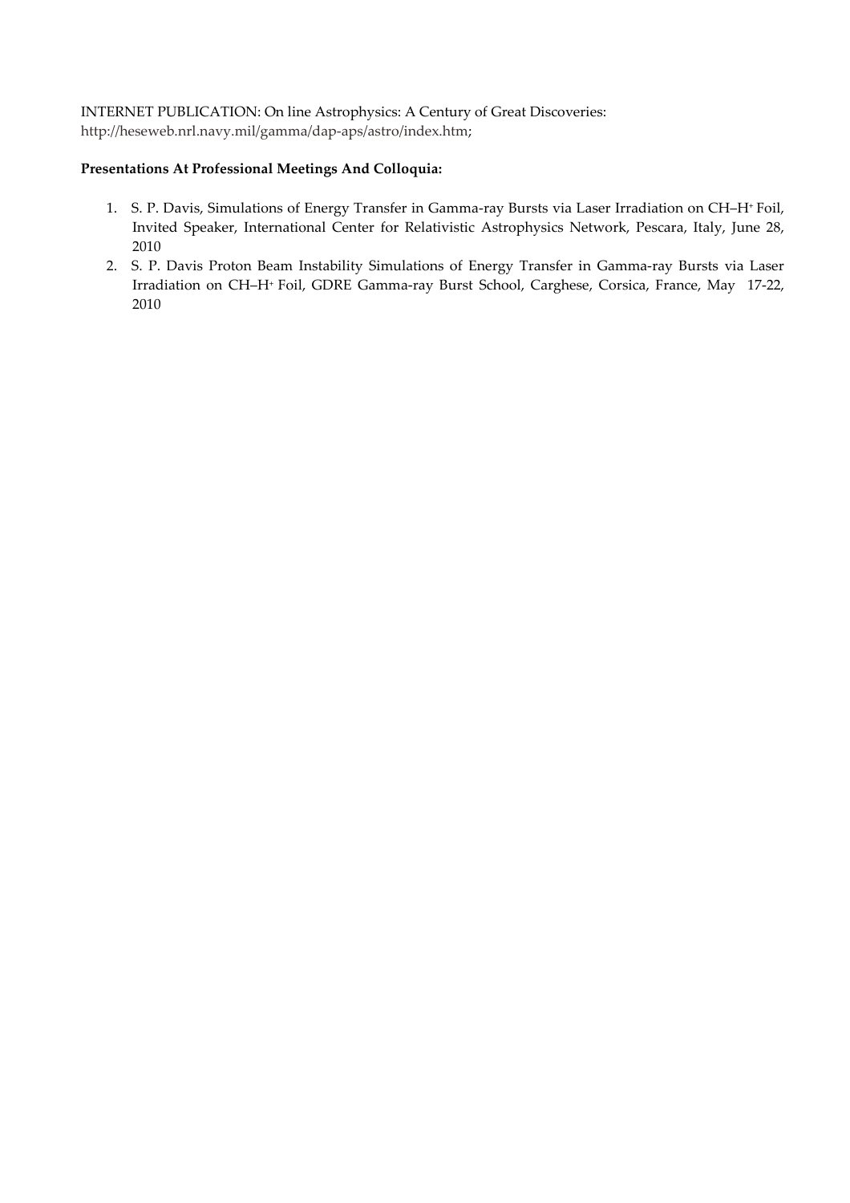INTERNET PUBLICATION: On line Astrophysics: A Century of Great Discoveries:
http://heseweb.nrl.navy.mil/gamma/dap-aps/astro/index.htm;

**Presentations At Professional Meetings And Colloquia:**

1. S. P. Davis, Simulations of Energy Transfer in Gamma-ray Bursts via Laser Irradiation on CH–$H^+$ Foil, Invited Speaker, International Center for Relativistic Astrophysics Network, Pescara, Italy, June 28, 2010
2. S. P. Davis Proton Beam Instability Simulations of Energy Transfer in Gamma-ray Bursts via Laser Irradiation on CH–$H^+$ Foil, GDRE Gamma-ray Burst School, Carghese, Corsica, France, May 17-22, 2010